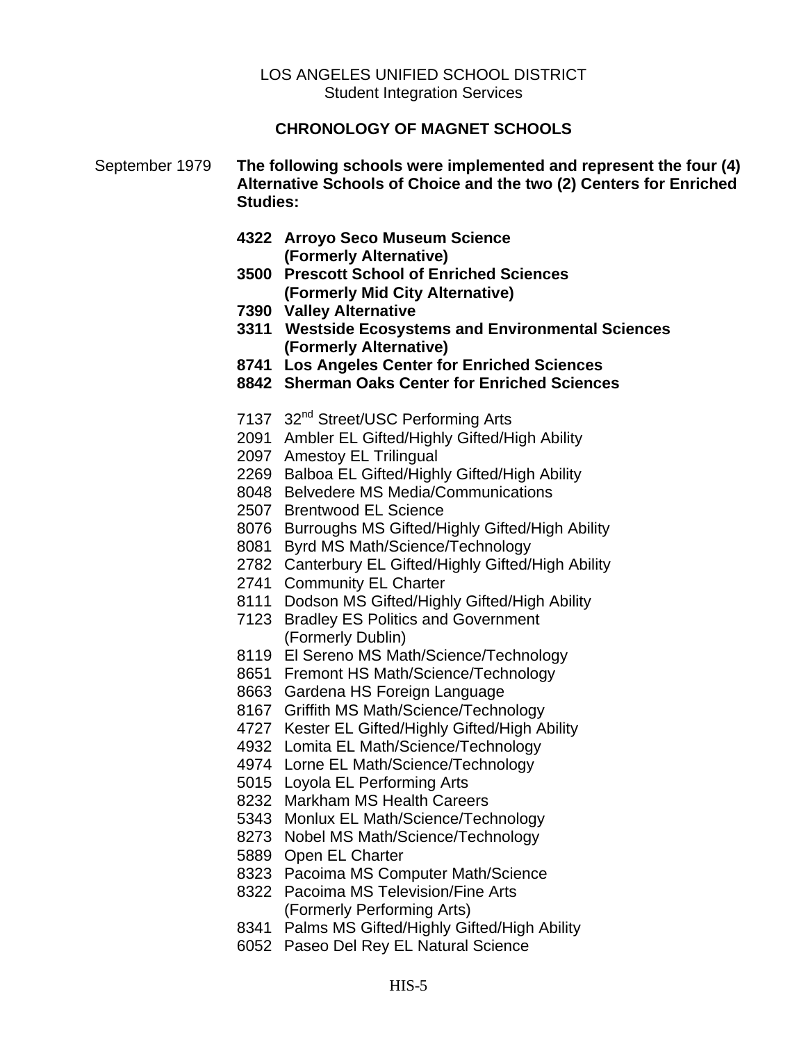LOS ANGELES UNIFIED SCHOOL DISTRICT
Student Integration Services

## CHRONOLOGY OF MAGNET SCHOOLS

September 1979 **The following schools were implemented and represent the four (4) Alternative Schools of Choice and the two (2) Centers for Enriched Studies:**

**4322 Arroyo Seco Museum Science (Formerly Alternative)**
**3500 Prescott School of Enriched Sciences (Formerly Mid City Alternative)**
**7390 Valley Alternative**
**3311 Westside Ecosystems and Environmental Sciences (Formerly Alternative)**
**8741 Los Angeles Center for Enriched Sciences**
**8842 Sherman Oaks Center for Enriched Sciences**

7137 32nd Street/USC Performing Arts
2091 Ambler EL Gifted/Highly Gifted/High Ability
2097 Amestoy EL Trilingual
2269 Balboa EL Gifted/Highly Gifted/High Ability
8048 Belvedere MS Media/Communications
2507 Brentwood EL Science
8076 Burroughs MS Gifted/Highly Gifted/High Ability
8081 Byrd MS Math/Science/Technology
2782 Canterbury EL Gifted/Highly Gifted/High Ability
2741 Community EL Charter
8111 Dodson MS Gifted/Highly Gifted/High Ability
7123 Bradley ES Politics and Government (Formerly Dublin)
8119 El Sereno MS Math/Science/Technology
8651 Fremont HS Math/Science/Technology
8663 Gardena HS Foreign Language
8167 Griffith MS Math/Science/Technology
4727 Kester EL Gifted/Highly Gifted/High Ability
4932 Lomita EL Math/Science/Technology
4974 Lorne EL Math/Science/Technology
5015 Loyola EL Performing Arts
8232 Markham MS Health Careers
5343 Monlux EL Math/Science/Technology
8273 Nobel MS Math/Science/Technology
5889 Open EL Charter
8323 Pacoima MS Computer Math/Science
8322 Pacoima MS Television/Fine Arts (Formerly Performing Arts)
8341 Palms MS Gifted/Highly Gifted/High Ability
6052 Paseo Del Rey EL Natural Science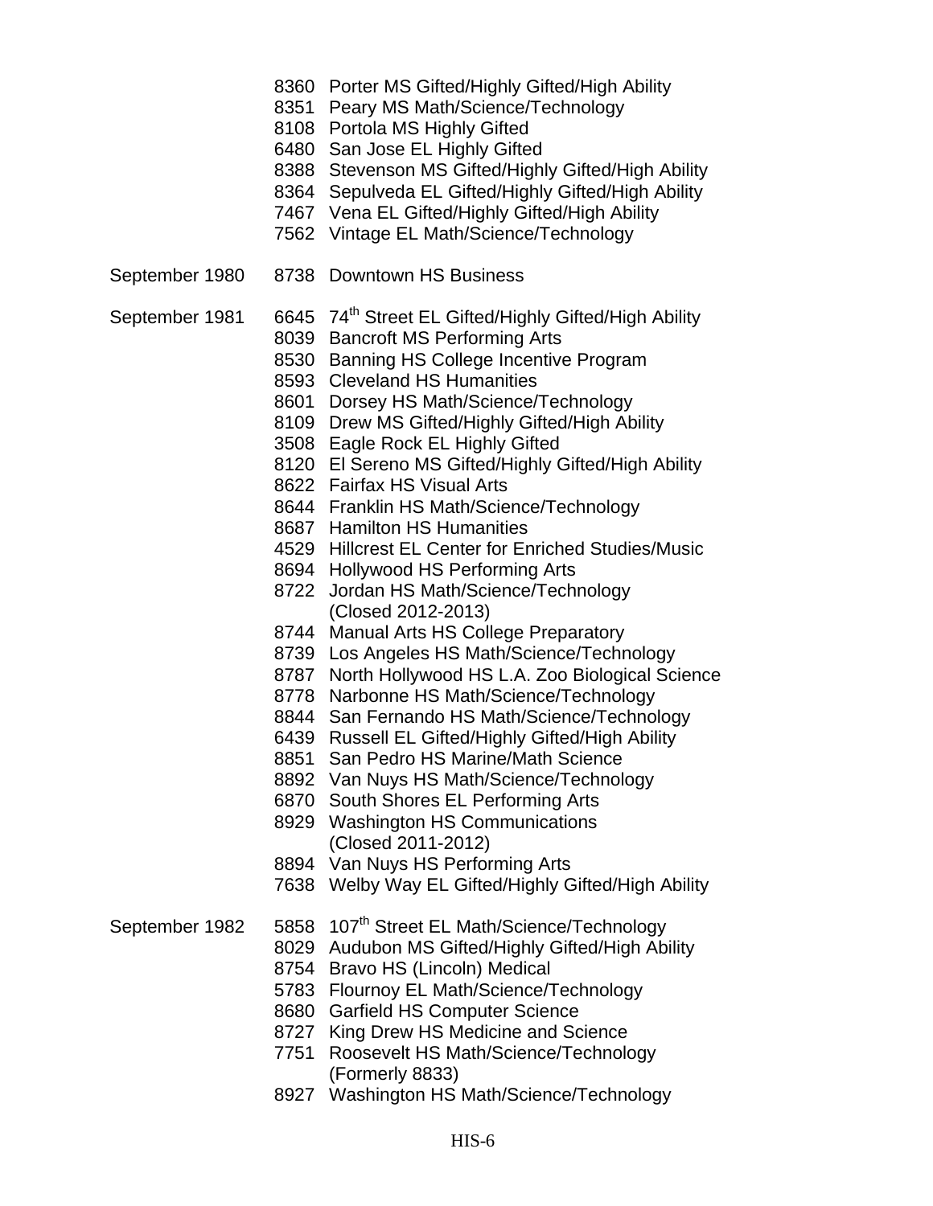| Date | Code | Program |
|---|---|---|
| | 8360 | Porter MS Gifted/Highly Gifted/High Ability |
| | 8351 | Peary MS Math/Science/Technology |
| | 8108 | Portola MS Highly Gifted |
| | 6480 | San Jose EL Highly Gifted |
| | 8388 | Stevenson MS Gifted/Highly Gifted/High Ability |
| | 8364 | Sepulveda EL Gifted/Highly Gifted/High Ability |
| | 7467 | Vena EL Gifted/Highly Gifted/High Ability |
| | 7562 | Vintage EL Math/Science/Technology |
| September 1980 | 8738 | Downtown HS Business |
| September 1981 | 6645 | 74th Street EL Gifted/Highly Gifted/High Ability |
| | 8039 | Bancroft MS Performing Arts |
| | 8530 | Banning HS College Incentive Program |
| | 8593 | Cleveland HS Humanities |
| | 8601 | Dorsey HS Math/Science/Technology |
| | 8109 | Drew MS Gifted/Highly Gifted/High Ability |
| | 3508 | Eagle Rock EL Highly Gifted |
| | 8120 | El Sereno MS Gifted/Highly Gifted/High Ability |
| | 8622 | Fairfax HS Visual Arts |
| | 8644 | Franklin HS Math/Science/Technology |
| | 8687 | Hamilton HS Humanities |
| | 4529 | Hillcrest EL Center for Enriched Studies/Music |
| | 8694 | Hollywood HS Performing Arts |
| | 8722 | Jordan HS Math/Science/Technology (Closed 2012-2013) |
| | 8744 | Manual Arts HS College Preparatory |
| | 8739 | Los Angeles HS Math/Science/Technology |
| | 8787 | North Hollywood HS L.A. Zoo Biological Science |
| | 8778 | Narbonne HS Math/Science/Technology |
| | 8844 | San Fernando HS Math/Science/Technology |
| | 6439 | Russell EL Gifted/Highly Gifted/High Ability |
| | 8851 | San Pedro HS Marine/Math Science |
| | 8892 | Van Nuys HS Math/Science/Technology |
| | 6870 | South Shores EL Performing Arts |
| | 8929 | Washington HS Communications (Closed 2011-2012) |
| | 8894 | Van Nuys HS Performing Arts |
| | 7638 | Welby Way EL Gifted/Highly Gifted/High Ability |
| September 1982 | 5858 | 107th Street EL Math/Science/Technology |
| | 8029 | Audubon MS Gifted/Highly Gifted/High Ability |
| | 8754 | Bravo HS (Lincoln) Medical |
| | 5783 | Flournoy EL Math/Science/Technology |
| | 8680 | Garfield HS Computer Science |
| | 8727 | King Drew HS Medicine and Science |
| | 7751 | Roosevelt HS Math/Science/Technology (Formerly 8833) |
| | 8927 | Washington HS Math/Science/Technology |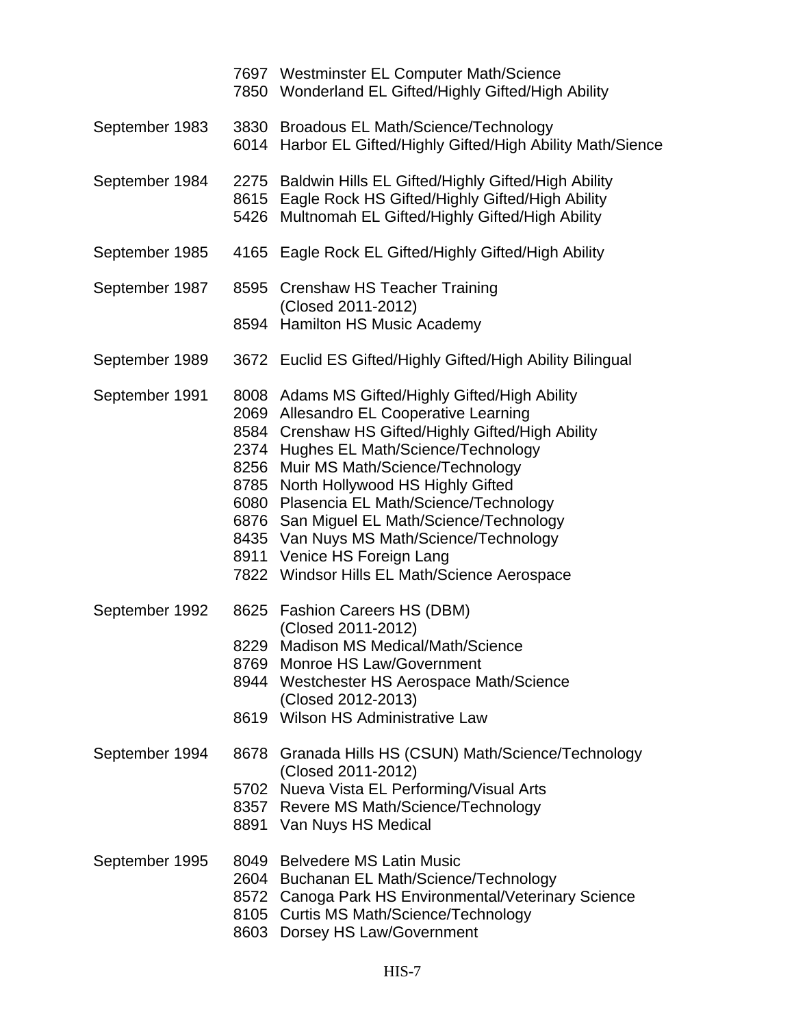| | | |
|---|---|---|
| | 7697 | Westminster EL Computer Math/Science |
| | 7850 | Wonderland EL Gifted/Highly Gifted/High Ability |
| September 1983 | 3830 | Broadous EL Math/Science/Technology |
| | 6014 | Harbor EL Gifted/Highly Gifted/High Ability Math/Sience |
| September 1984 | 2275 | Baldwin Hills EL Gifted/Highly Gifted/High Ability |
| | 8615 | Eagle Rock HS Gifted/Highly Gifted/High Ability |
| | 5426 | Multnomah EL Gifted/Highly Gifted/High Ability |
| September 1985 | 4165 | Eagle Rock EL Gifted/Highly Gifted/High Ability |
| September 1987 | 8595 | Crenshaw HS Teacher Training (Closed 2011-2012) |
| | 8594 | Hamilton HS Music Academy |
| September 1989 | 3672 | Euclid ES Gifted/Highly Gifted/High Ability Bilingual |
| September 1991 | 8008 | Adams MS Gifted/Highly Gifted/High Ability |
| | 2069 | Allesandro EL Cooperative Learning |
| | 8584 | Crenshaw HS Gifted/Highly Gifted/High Ability |
| | 2374 | Hughes EL Math/Science/Technology |
| | 8256 | Muir MS Math/Science/Technology |
| | 8785 | North Hollywood HS Highly Gifted |
| | 6080 | Plasencia EL Math/Science/Technology |
| | 6876 | San Miguel EL Math/Science/Technology |
| | 8435 | Van Nuys MS Math/Science/Technology |
| | 8911 | Venice HS Foreign Lang |
| | 7822 | Windsor Hills EL Math/Science Aerospace |
| September 1992 | 8625 | Fashion Careers HS (DBM) (Closed 2011-2012) |
| | 8229 | Madison MS Medical/Math/Science |
| | 8769 | Monroe HS Law/Government |
| | 8944 | Westchester HS Aerospace Math/Science (Closed 2012-2013) |
| | 8619 | Wilson HS Administrative Law |
| September 1994 | 8678 | Granada Hills HS (CSUN) Math/Science/Technology (Closed 2011-2012) |
| | 5702 | Nueva Vista EL Performing/Visual Arts |
| | 8357 | Revere MS Math/Science/Technology |
| | 8891 | Van Nuys HS Medical |
| September 1995 | 8049 | Belvedere MS Latin Music |
| | 2604 | Buchanan EL Math/Science/Technology |
| | 8572 | Canoga Park HS Environmental/Veterinary Science |
| | 8105 | Curtis MS Math/Science/Technology |
| | 8603 | Dorsey HS Law/Government |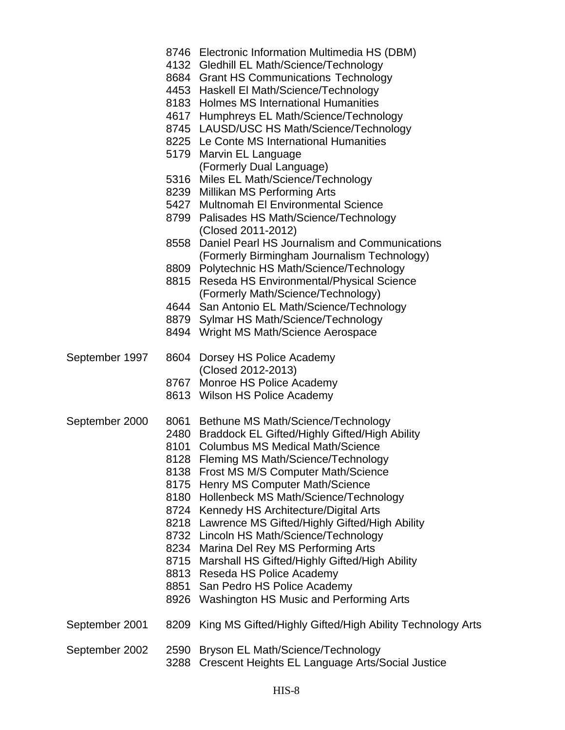| Date | Code | School |
| --- | --- | --- |
| | 8746 | Electronic Information Multimedia HS (DBM) |
| | 4132 | Gledhill EL Math/Science/Technology |
| | 8684 | Grant HS Communications Technology |
| | 4453 | Haskell El Math/Science/Technology |
| | 8183 | Holmes MS International Humanities |
| | 4617 | Humphreys EL Math/Science/Technology |
| | 8745 | LAUSD/USC HS Math/Science/Technology |
| | 8225 | Le Conte MS International Humanities |
| | 5179 | Marvin EL Language (Formerly Dual Language) |
| | 5316 | Miles EL Math/Science/Technology |
| | 8239 | Millikan MS Performing Arts |
| | 5427 | Multnomah El Environmental Science |
| | 8799 | Palisades HS Math/Science/Technology (Closed 2011-2012) |
| | 8558 | Daniel Pearl HS Journalism and Communications (Formerly Birmingham Journalism Technology) |
| | 8809 | Polytechnic HS Math/Science/Technology |
| | 8815 | Reseda HS Environmental/Physical Science (Formerly Math/Science/Technology) |
| | 4644 | San Antonio EL Math/Science/Technology |
| | 8879 | Sylmar HS Math/Science/Technology |
| | 8494 | Wright MS Math/Science Aerospace |
| September 1997 | 8604 | Dorsey HS Police Academy (Closed 2012-2013) |
| | 8767 | Monroe HS Police Academy |
| | 8613 | Wilson HS Police Academy |
| September 2000 | 8061 | Bethune MS Math/Science/Technology |
| | 2480 | Braddock EL Gifted/Highly Gifted/High Ability |
| | 8101 | Columbus MS Medical Math/Science |
| | 8128 | Fleming MS Math/Science/Technology |
| | 8138 | Frost MS M/S Computer Math/Science |
| | 8175 | Henry MS Computer Math/Science |
| | 8180 | Hollenbeck MS Math/Science/Technology |
| | 8724 | Kennedy HS Architecture/Digital Arts |
| | 8218 | Lawrence MS Gifted/Highly Gifted/High Ability |
| | 8732 | Lincoln HS Math/Science/Technology |
| | 8234 | Marina Del Rey MS Performing Arts |
| | 8715 | Marshall HS Gifted/Highly Gifted/High Ability |
| | 8813 | Reseda HS Police Academy |
| | 8851 | San Pedro HS Police Academy |
| | 8926 | Washington HS Music and Performing Arts |
| September 2001 | 8209 | King MS Gifted/Highly Gifted/High Ability Technology Arts |
| September 2002 | 2590 | Bryson EL Math/Science/Technology |
| | 3288 | Crescent Heights EL Language Arts/Social Justice |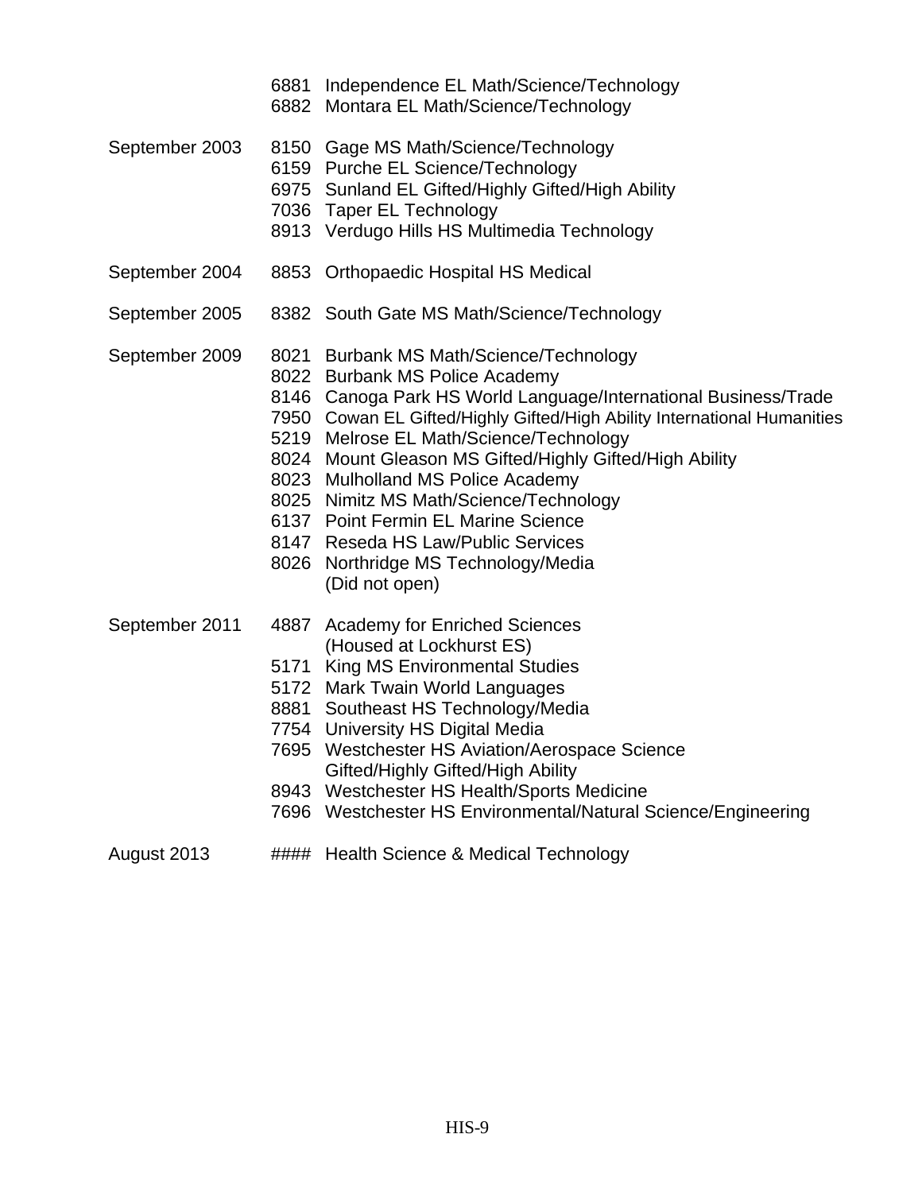| | | |
|---|---|---|
| | 6881 | Independence EL Math/Science/Technology |
| | 6882 | Montara EL Math/Science/Technology |
| September 2003 | 8150 | Gage MS Math/Science/Technology |
| | 6159 | Purche EL Science/Technology |
| | 6975 | Sunland EL Gifted/Highly Gifted/High Ability |
| | 7036 | Taper EL Technology |
| | 8913 | Verdugo Hills HS Multimedia Technology |
| September 2004 | 8853 | Orthopaedic Hospital HS Medical |
| September 2005 | 8382 | South Gate MS Math/Science/Technology |
| September 2009 | 8021 | Burbank MS Math/Science/Technology |
| | 8022 | Burbank MS Police Academy |
| | 8146 | Canoga Park HS World Language/International Business/Trade |
| | 7950 | Cowan EL Gifted/Highly Gifted/High Ability International Humanities |
| | 5219 | Melrose EL Math/Science/Technology |
| | 8024 | Mount Gleason MS Gifted/Highly Gifted/High Ability |
| | 8023 | Mulholland MS Police Academy |
| | 8025 | Nimitz MS Math/Science/Technology |
| | 6137 | Point Fermin EL Marine Science |
| | 8147 | Reseda HS Law/Public Services |
| | 8026 | Northridge MS Technology/Media (Did not open) |
| September 2011 | 4887 | Academy for Enriched Sciences (Housed at Lockhurst ES) |
| | 5171 | King MS Environmental Studies |
| | 5172 | Mark Twain World Languages |
| | 8881 | Southeast HS Technology/Media |
| | 7754 | University HS Digital Media |
| | 7695 | Westchester HS Aviation/Aerospace Science Gifted/Highly Gifted/High Ability |
| | 8943 | Westchester HS Health/Sports Medicine |
| | 7696 | Westchester HS Environmental/Natural Science/Engineering |
| August 2013 | #### | Health Science & Medical Technology |